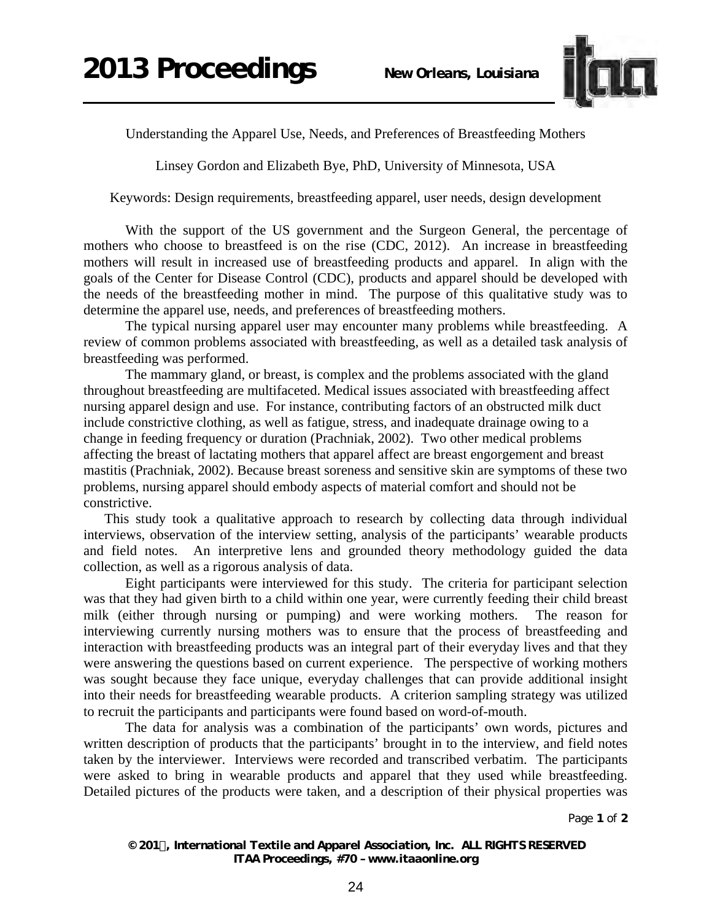# Understanding the Apparel Use, Needs, and Preferences of Breastfeeding Mothers

Linsey Gordon and Elizabeth Bye, PhD, University of Minnesota, USA

Keywords: Design requirements, breastfeeding apparel, user needs, design development

With the support of the US government and the Surgeon General, the percentage of mothers who choose to breastfeed is on the rise (CDC, 2012). An increase in breastfeeding mothers will result in increased use of breastfeeding products and apparel. In align with the goals of the Center for Disease Control (CDC), products and apparel should be developed with the needs of the breastfeeding mother in mind. The purpose of this qualitative study was to determine the apparel use, needs, and preferences of breastfeeding mothers.

The typical nursing apparel user may encounter many problems while breastfeeding. A review of common problems associated with breastfeeding, as well as a detailed task analysis of breastfeeding was performed.

The mammary gland, or breast, is complex and the problems associated with the gland throughout breastfeeding are multifaceted. Medical issues associated with breastfeeding affect nursing apparel design and use. For instance, contributing factors of an obstructed milk duct include constrictive clothing, as well as fatigue, stress, and inadequate drainage owing to a change in feeding frequency or duration (Prachniak, 2002). Two other medical problems affecting the breast of lactating mothers that apparel affect are breast engorgement and breast mastitis (Prachniak, 2002). Because breast soreness and sensitive skin are symptoms of these two problems, nursing apparel should embody aspects of material comfort and should not be constrictive.

This study took a qualitative approach to research by collecting data through individual interviews, observation of the interview setting, analysis of the participants' wearable products and field notes. An interpretive lens and grounded theory methodology guided the data collection, as well as a rigorous analysis of data.

Eight participants were interviewed for this study. The criteria for participant selection was that they had given birth to a child within one year, were currently feeding their child breast milk (either through nursing or pumping) and were working mothers. The reason for interviewing currently nursing mothers was to ensure that the process of breastfeeding and interaction with breastfeeding products was an integral part of their everyday lives and that they were answering the questions based on current experience. The perspective of working mothers was sought because they face unique, everyday challenges that can provide additional insight into their needs for breastfeeding wearable products. A criterion sampling strategy was utilized to recruit the participants and participants were found based on word-of-mouth.

The data for analysis was a combination of the participants' own words, pictures and written description of products that the participants' brought in to the interview, and field notes taken by the interviewer. Interviews were recorded and transcribed verbatim. The participants were asked to bring in wearable products and apparel that they used while breastfeeding. Detailed pictures of the products were taken, and a description of their physical properties was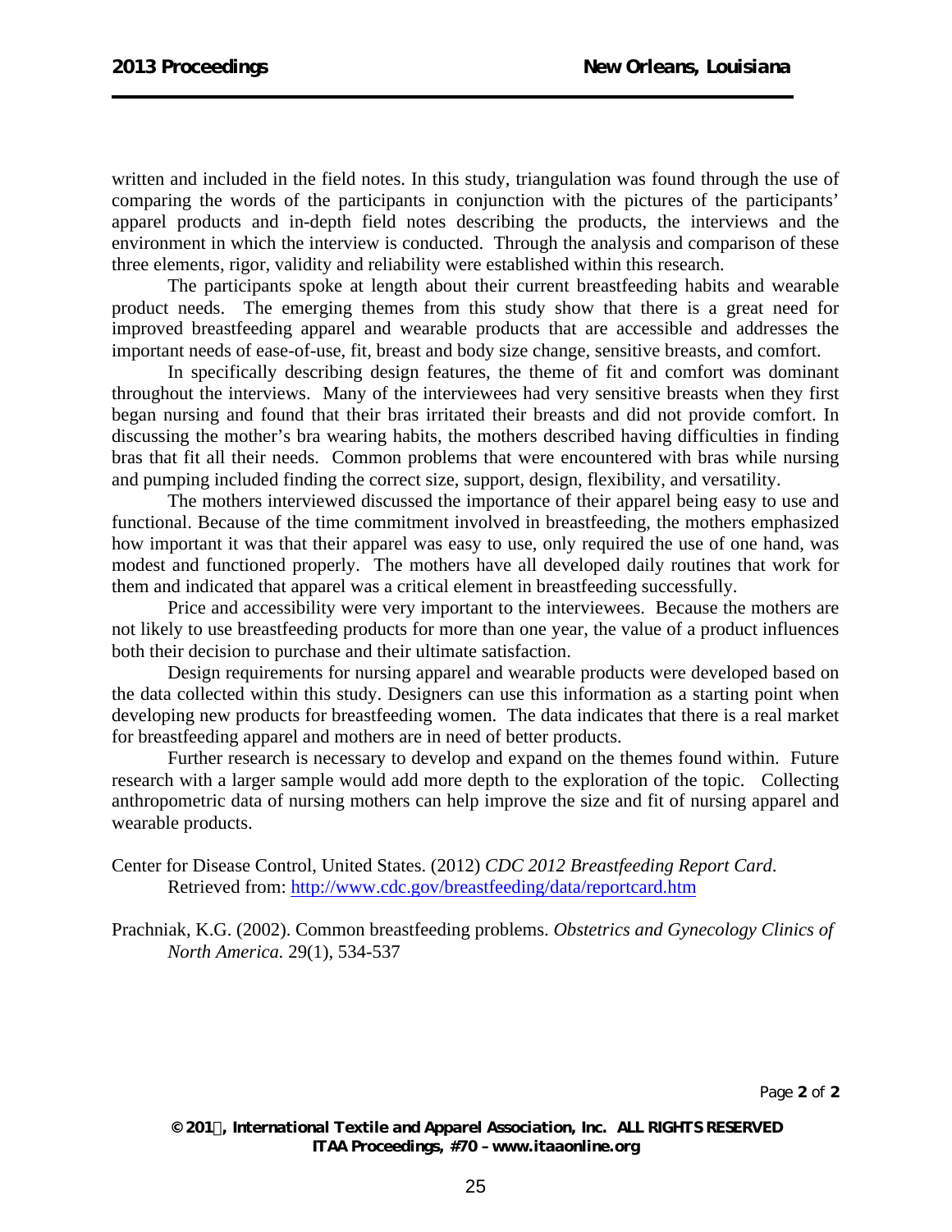written and included in the field notes. In this study, triangulation was found through the use of comparing the words of the participants in conjunction with the pictures of the participants' apparel products and in-depth field notes describing the products, the interviews and the environment in which the interview is conducted. Through the analysis and comparison of these three elements, rigor, validity and reliability were established within this research.

The participants spoke at length about their current breastfeeding habits and wearable product needs. The emerging themes from this study show that there is a great need for improved breastfeeding apparel and wearable products that are accessible and addresses the important needs of ease-of-use, fit, breast and body size change, sensitive breasts, and comfort.

In specifically describing design features, the theme of fit and comfort was dominant throughout the interviews. Many of the interviewees had very sensitive breasts when they first began nursing and found that their bras irritated their breasts and did not provide comfort. In discussing the mother's bra wearing habits, the mothers described having difficulties in finding bras that fit all their needs. Common problems that were encountered with bras while nursing and pumping included finding the correct size, support, design, flexibility, and versatility.

The mothers interviewed discussed the importance of their apparel being easy to use and functional. Because of the time commitment involved in breastfeeding, the mothers emphasized how important it was that their apparel was easy to use, only required the use of one hand, was modest and functioned properly. The mothers have all developed daily routines that work for them and indicated that apparel was a critical element in breastfeeding successfully.

Price and accessibility were very important to the interviewees. Because the mothers are not likely to use breastfeeding products for more than one year, the value of a product influences both their decision to purchase and their ultimate satisfaction.

Design requirements for nursing apparel and wearable products were developed based on the data collected within this study. Designers can use this information as a starting point when developing new products for breastfeeding women. The data indicates that there is a real market for breastfeeding apparel and mothers are in need of better products.

Further research is necessary to develop and expand on the themes found within. Future research with a larger sample would add more depth to the exploration of the topic. Collecting anthropometric data of nursing mothers can help improve the size and fit of nursing apparel and wearable products.

Center for Disease Control, United States. (2012) *CDC 2012 Breastfeeding Report Card*. Retrieved from: http://www.cdc.gov/breastfeeding/data/reportcard.htm

Prachniak, K.G. (2002). Common breastfeeding problems. *Obstetrics and Gynecology Clinics of North America.* 29(1), 534-537